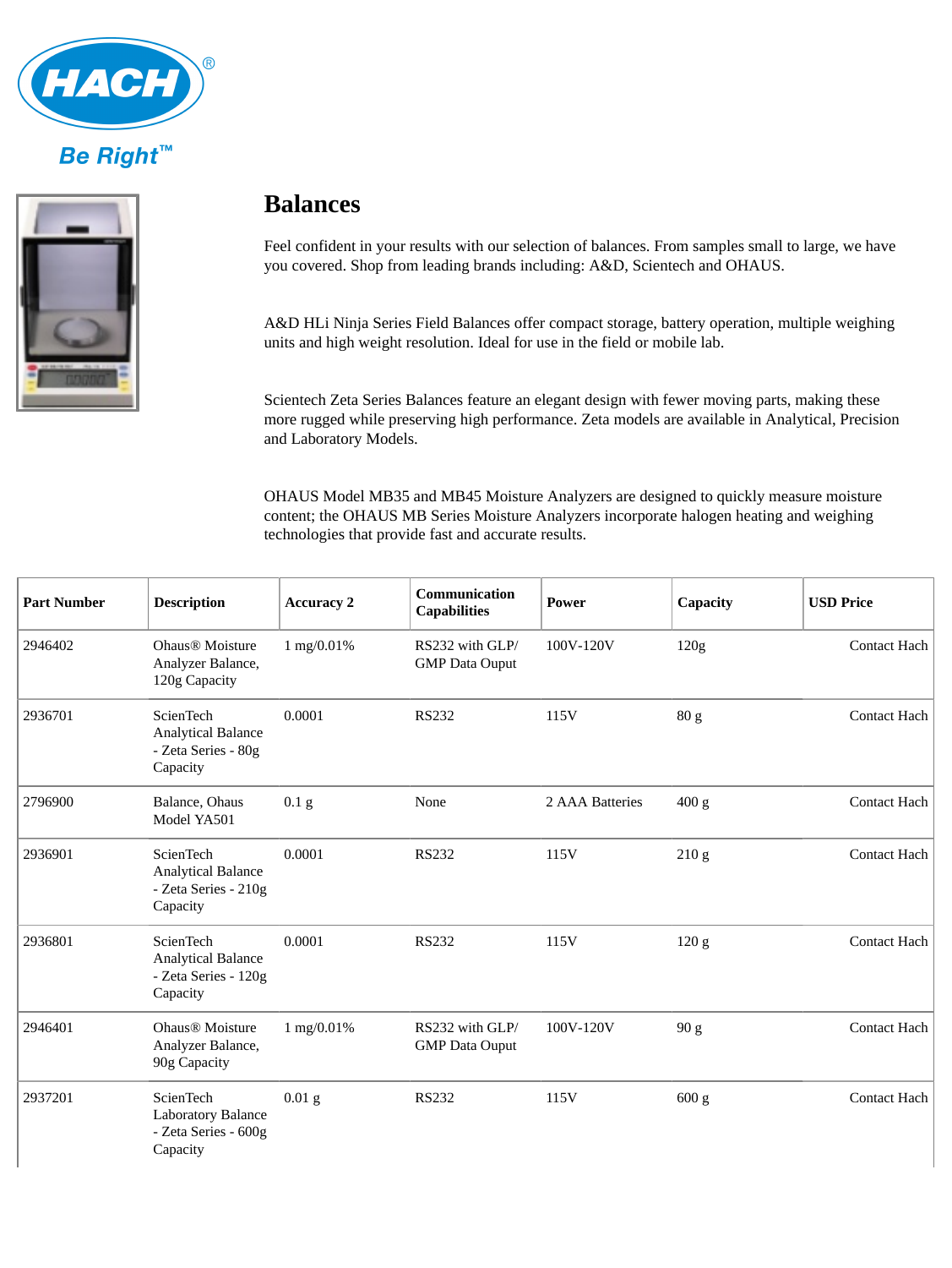# Balances

Feel confident in your results with our selection of balances. From samples small to large, we have you covered. Shop from leading brands including: A&D, Scientech and OHAUS.

A&D HLi Ninja Series Field Balances offer compact storage, battery operation, multiple weighing units and high weight resolution. Ideal for use in the field or mobile lab.

Scientech Zeta Series Balances feature an elegant design with fewer moving parts, making these more rugged while preserving high performance. Zeta models are available in Analytical, Precision and Laboratory Models.

OHAUS Model MB35 and MB45 Moisture Analyzers are designed to quickly measure moisture content; the OHAUS MB Series Moisture Analyzers incorporate halogen heating and weighing technologies that provide fast and accurate results.

| Part Number | Description | Accuracy 2 | Communication Capabilities | Power | Capacity | USD Price |
|---|---|---|---|---|---|---|
| 2946402 | Ohaus® Moisture Analyzer Balance, 120g Capacity | 1 mg/0.01% | RS232 with GLP/ GMP Data Ouput | 100V-120V | 120g | Contact Hach |
| 2936701 | ScienTech Analytical Balance - Zeta Series - 80g Capacity | 0.0001 | RS232 | 115V | 80 g | Contact Hach |
| 2796900 | Balance, Ohaus Model YA501 | 0.1 g | None | 2 AAA Batteries | 400 g | Contact Hach |
| 2936901 | ScienTech Analytical Balance - Zeta Series - 210g Capacity | 0.0001 | RS232 | 115V | 210 g | Contact Hach |
| 2936801 | ScienTech Analytical Balance - Zeta Series - 120g Capacity | 0.0001 | RS232 | 115V | 120 g | Contact Hach |
| 2946401 | Ohaus® Moisture Analyzer Balance, 90g Capacity | 1 mg/0.01% | RS232 with GLP/ GMP Data Ouput | 100V-120V | 90 g | Contact Hach |
| 2937201 | ScienTech Laboratory Balance - Zeta Series - 600g Capacity | 0.01 g | RS232 | 115V | 600 g | Contact Hach |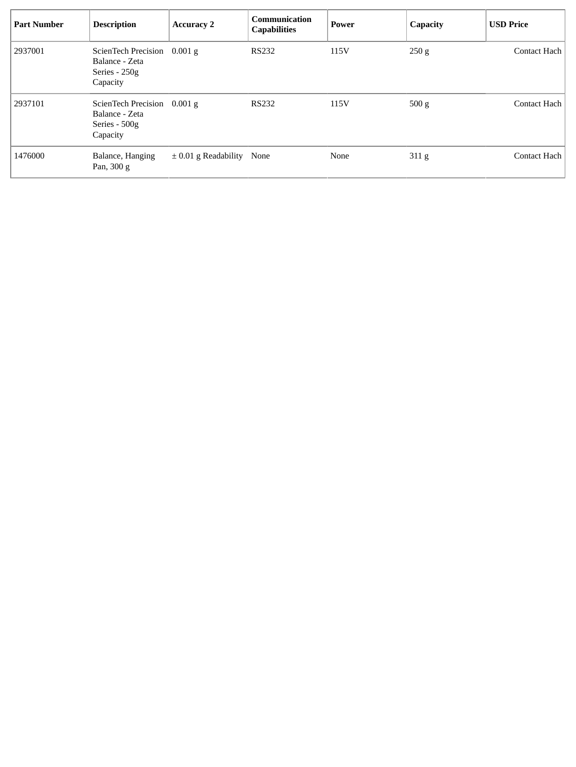| Part Number | Description | Accuracy 2 | Communication Capabilities | Power | Capacity | USD Price |
| --- | --- | --- | --- | --- | --- | --- |
| 2937001 | ScienTech Precision Balance - Zeta Series - 250g Capacity | 0.001 g | RS232 | 115V | 250 g | Contact Hach |
| 2937101 | ScienTech Precision Balance - Zeta Series - 500g Capacity | 0.001 g | RS232 | 115V | 500 g | Contact Hach |
| 1476000 | Balance, Hanging Pan, 300 g | ± 0.01 g Readability | None | None | 311 g | Contact Hach |